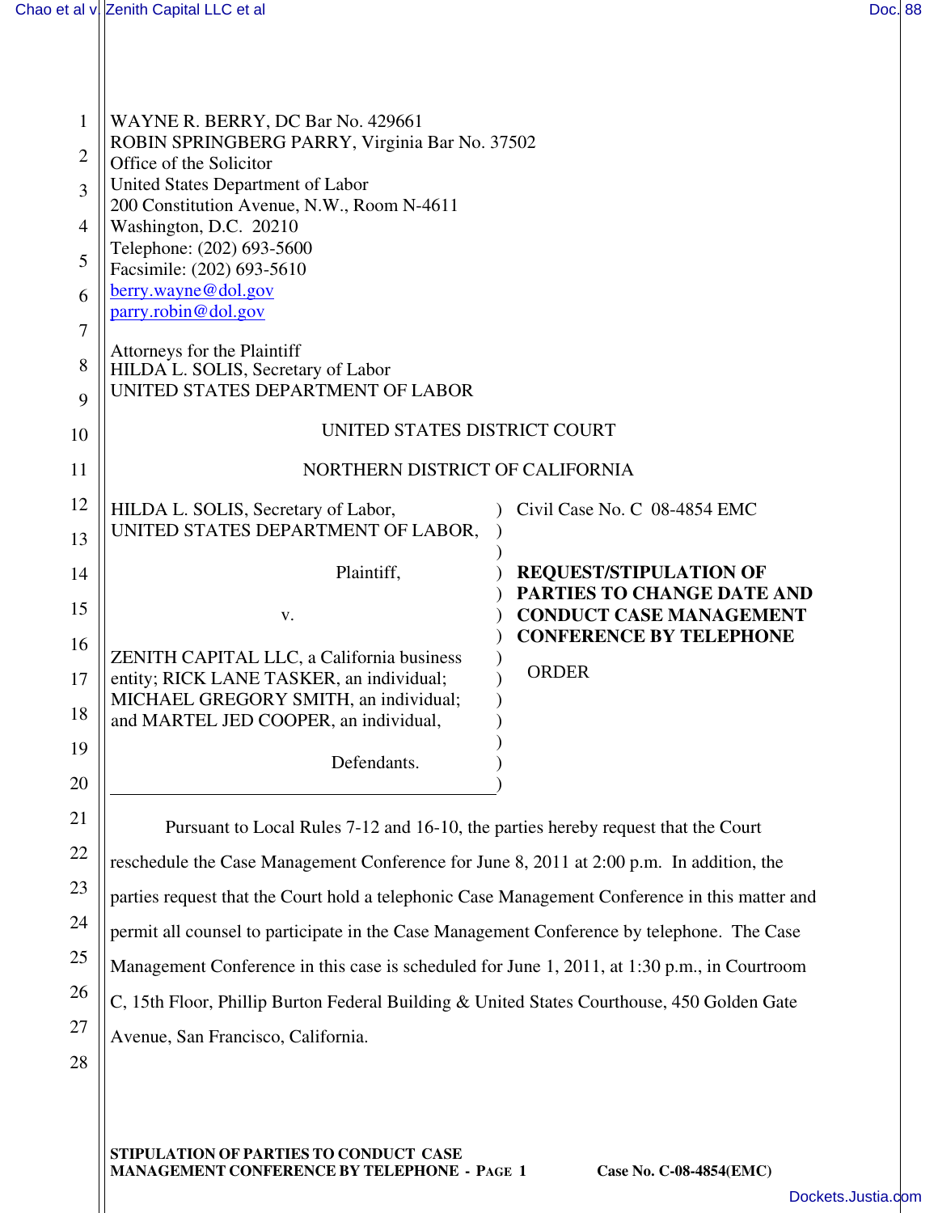WAYNE R. BERRY, DC Bar No. 429661
ROBIN SPRINGBERG PARRY, Virginia Bar No. 37502
Office of the Solicitor
United States Department of Labor
200 Constitution Avenue, N.W., Room N-4611
Washington, D.C. 20210
Telephone: (202) 693-5600
Facsimile: (202) 693-5610
berry.wayne@dol.gov
parry.robin@dol.gov

Attorneys for the Plaintiff
HILDA L. SOLIS, Secretary of Labor
UNITED STATES DEPARTMENT OF LABOR

UNITED STATES DISTRICT COURT

NORTHERN DISTRICT OF CALIFORNIA

HILDA L. SOLIS, Secretary of Labor,
UNITED STATES DEPARTMENT OF LABOR,

Plaintiff,

v.

ZENITH CAPITAL LLC, a California business entity; RICK LANE TASKER, an individual; MICHAEL GREGORY SMITH, an individual; and MARTEL JED COOPER, an individual,

Defendants.

Civil Case No. C 08-4854 EMC

**REQUEST/STIPULATION OF PARTIES TO CHANGE DATE AND CONDUCT CASE MANAGEMENT CONFERENCE BY TELEPHONE**

ORDER

Pursuant to Local Rules 7-12 and 16-10, the parties hereby request that the Court reschedule the Case Management Conference for June 8, 2011 at 2:00 p.m. In addition, the parties request that the Court hold a telephonic Case Management Conference in this matter and permit all counsel to participate in the Case Management Conference by telephone. The Case Management Conference in this case is scheduled for June 1, 2011, at 1:30 p.m., in Courtroom C, 15th Floor, Phillip Burton Federal Building & United States Courthouse, 450 Golden Gate Avenue, San Francisco, California.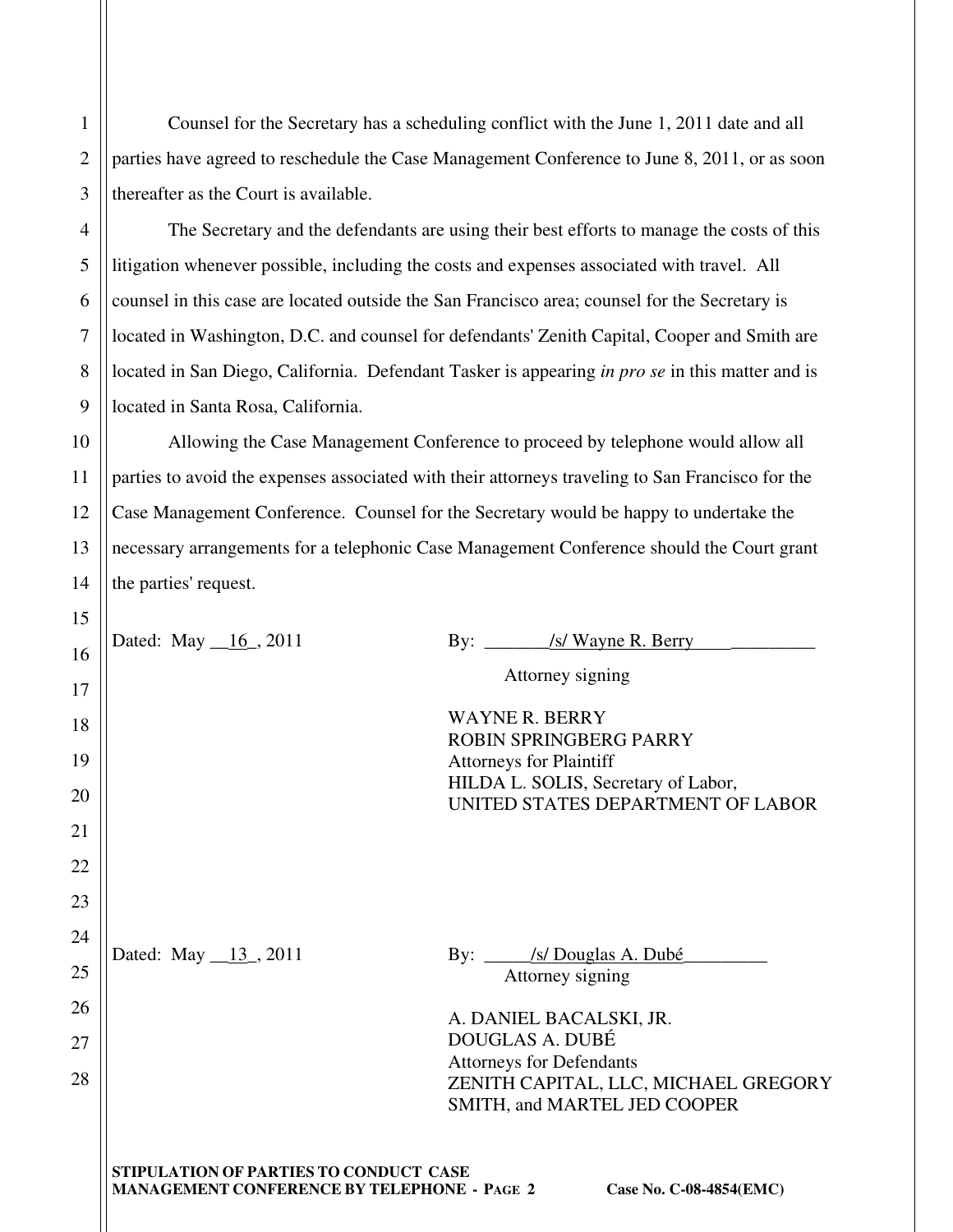Counsel for the Secretary has a scheduling conflict with the June 1, 2011 date and all parties have agreed to reschedule the Case Management Conference to June 8, 2011, or as soon thereafter as the Court is available.

The Secretary and the defendants are using their best efforts to manage the costs of this litigation whenever possible, including the costs and expenses associated with travel. All counsel in this case are located outside the San Francisco area; counsel for the Secretary is located in Washington, D.C. and counsel for defendants' Zenith Capital, Cooper and Smith are located in San Diego, California. Defendant Tasker is appearing *in pro se* in this matter and is located in Santa Rosa, California.

Allowing the Case Management Conference to proceed by telephone would allow all parties to avoid the expenses associated with their attorneys traveling to San Francisco for the Case Management Conference. Counsel for the Secretary would be happy to undertake the necessary arrangements for a telephonic Case Management Conference should the Court grant the parties' request.

Dated: May 16, 2011

By: /s/ Wayne R. Berry
Attorney signing

WAYNE R. BERRY
ROBIN SPRINGBERG PARRY
Attorneys for Plaintiff
HILDA L. SOLIS, Secretary of Labor,
UNITED STATES DEPARTMENT OF LABOR

Dated: May 13, 2011

By: /s/ Douglas A. Dubé
Attorney signing

A. DANIEL BACALSKI, JR.
DOUGLAS A. DUBÉ
Attorneys for Defendants
ZENITH CAPITAL, LLC, MICHAEL GREGORY SMITH, and MARTEL JED COOPER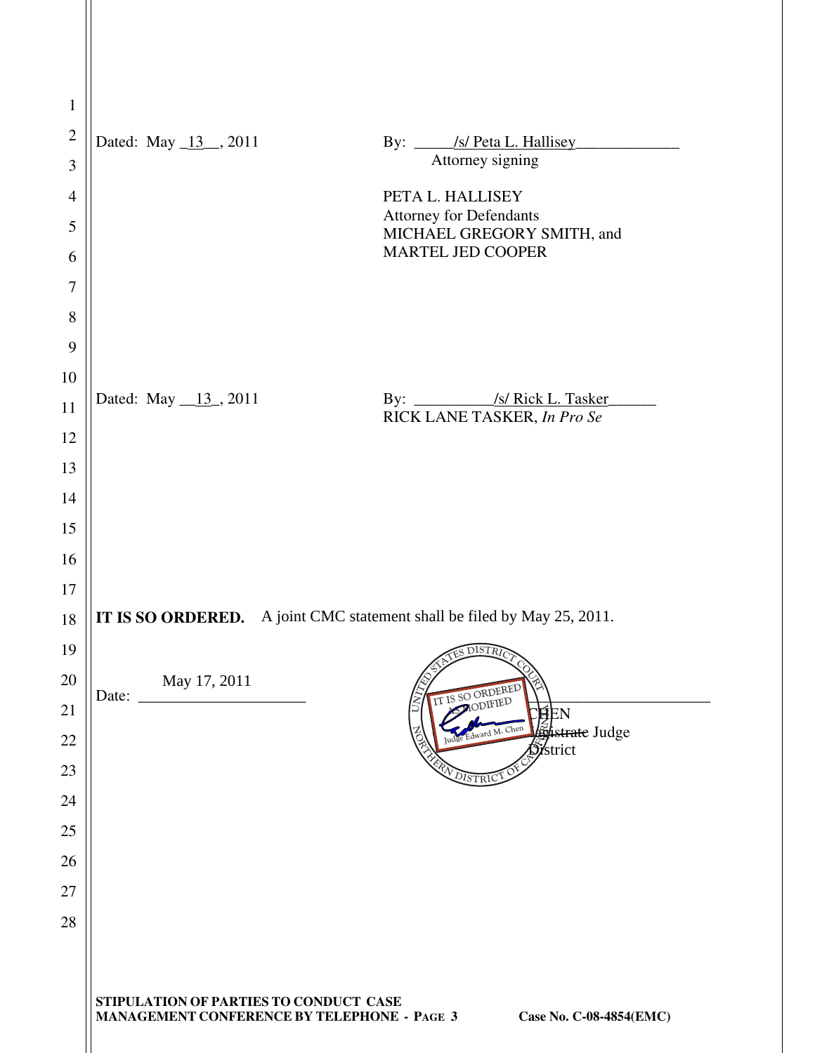Dated: May _13__, 2011

By: _____/s/ Peta L. Hallisey_____________
Attorney signing

PETA L. HALLISEY
Attorney for Defendants
MICHAEL GREGORY SMITH, and
MARTEL JED COOPER

Dated: May __13_, 2011

By: __________/s/ Rick L. Tasker______
RICK LANE TASKER, *In Pro Se*

**IT IS SO ORDERED.** A joint CMC statement shall be filed by May 25, 2011.

Date: May 17, 2011

IT IS SO ORDERED AS MODIFIED
Judge Edward M. Chen

UNITED STATES DISTRICT COURT
NORTHERN DISTRICT OF CALIFORNIA

CHEN
~~Magistrate~~ Judge
District

**STIPULATION OF PARTIES TO CONDUCT CASE MANAGEMENT CONFERENCE BY TELEPHONE** **Case No. C-08-4854(EMC)**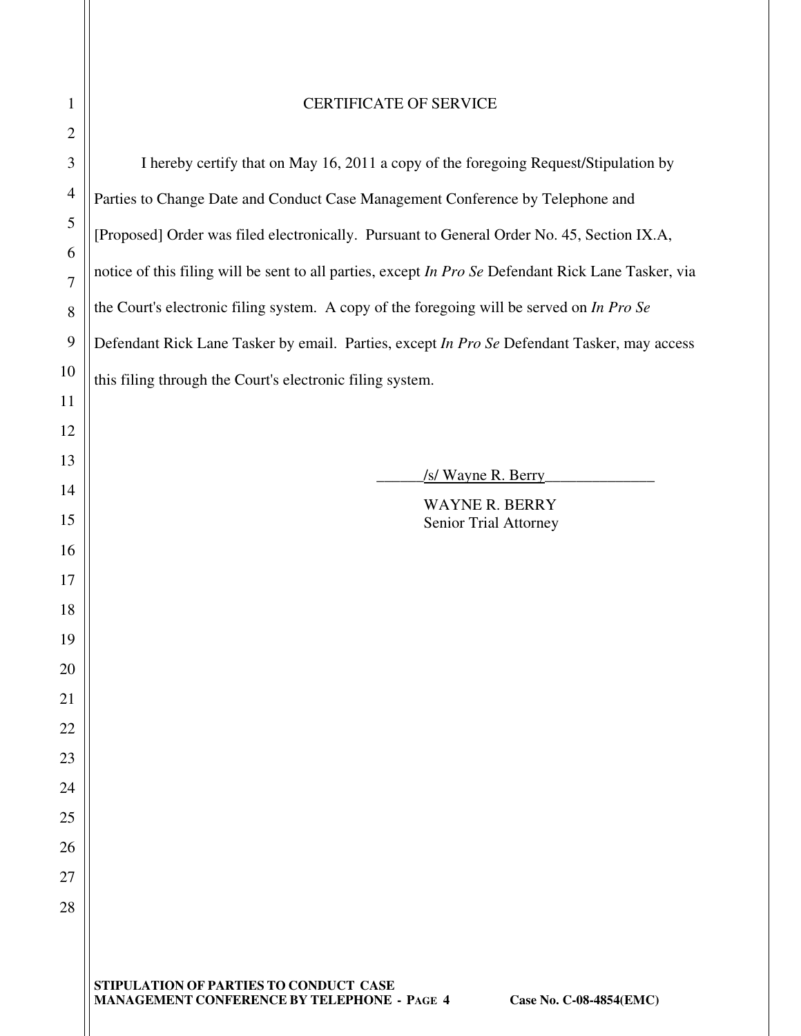# CERTIFICATE OF SERVICE

I hereby certify that on May 16, 2011 a copy of the foregoing Request/Stipulation by Parties to Change Date and Conduct Case Management Conference by Telephone and [Proposed] Order was filed electronically. Pursuant to General Order No. 45, Section IX.A, notice of this filing will be sent to all parties, except *In Pro Se* Defendant Rick Lane Tasker, via the Court's electronic filing system. A copy of the foregoing will be served on *In Pro Se* Defendant Rick Lane Tasker by email. Parties, except *In Pro Se* Defendant Tasker, may access this filing through the Court's electronic filing system.

/s/ Wayne R. Berry

WAYNE R. BERRY
Senior Trial Attorney